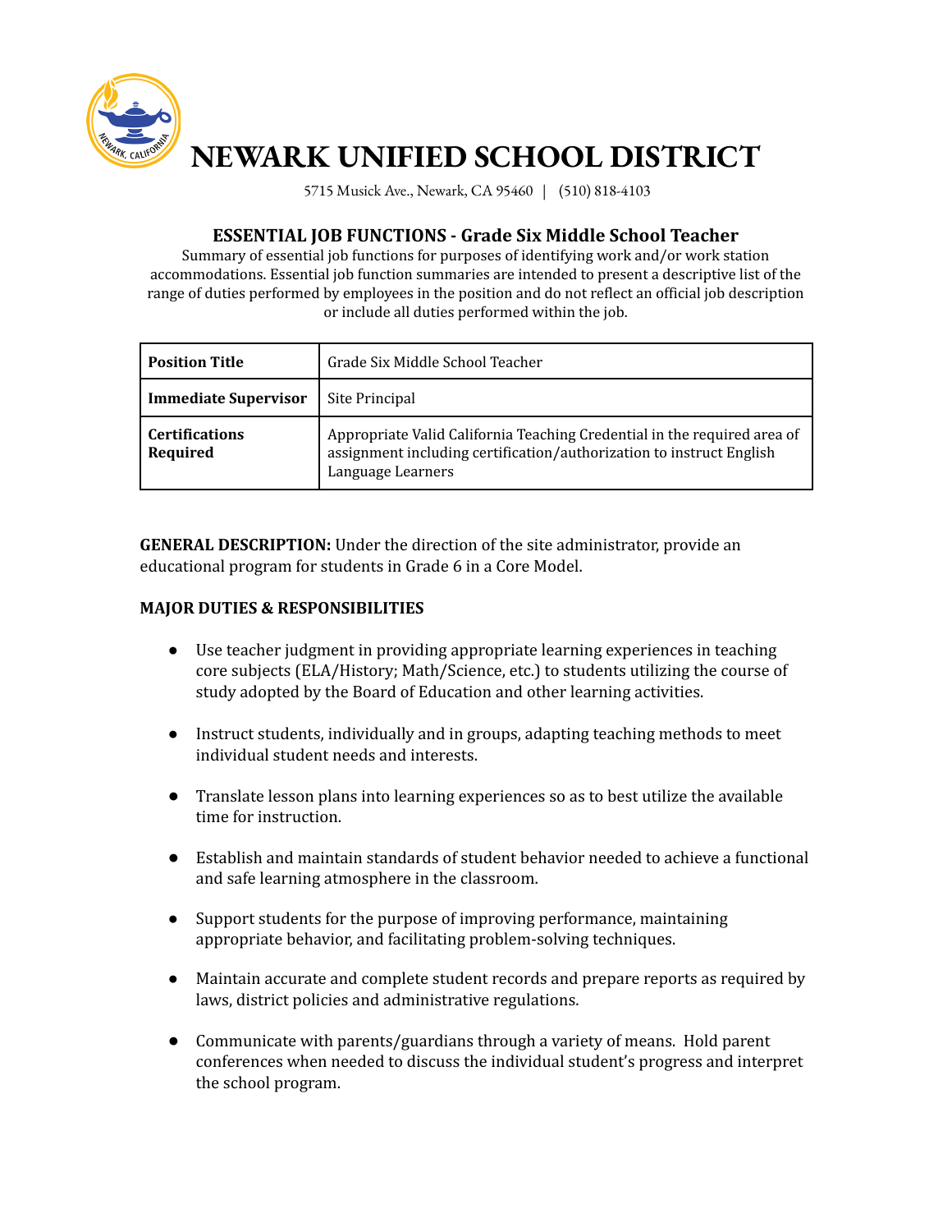# NEWARK UNIFIED SCHOOL DISTRICT

5715 Musick Ave., Newark, CA 95460 | (510) 818-4103

## ESSENTIAL JOB FUNCTIONS - Grade Six Middle School Teacher

Summary of essential job functions for purposes of identifying work and/or work station accommodations. Essential job function summaries are intended to present a descriptive list of the range of duties performed by employees in the position and do not reflect an official job description or include all duties performed within the job.

| **Position Title** | Grade Six Middle School Teacher |
|---|---|
| **Immediate Supervisor** | Site Principal |
| **Certifications Required** | Appropriate Valid California Teaching Credential in the required area of assignment including certification/authorization to instruct English Language Learners |

**GENERAL DESCRIPTION:** Under the direction of the site administrator, provide an educational program for students in Grade 6 in a Core Model.

**MAJOR DUTIES & RESPONSIBILITIES**

- Use teacher judgment in providing appropriate learning experiences in teaching core subjects (ELA/History; Math/Science, etc.) to students utilizing the course of study adopted by the Board of Education and other learning activities.
- Instruct students, individually and in groups, adapting teaching methods to meet individual student needs and interests.
- Translate lesson plans into learning experiences so as to best utilize the available time for instruction.
- Establish and maintain standards of student behavior needed to achieve a functional and safe learning atmosphere in the classroom.
- Support students for the purpose of improving performance, maintaining appropriate behavior, and facilitating problem-solving techniques.
- Maintain accurate and complete student records and prepare reports as required by laws, district policies and administrative regulations.
- Communicate with parents/guardians through a variety of means. Hold parent conferences when needed to discuss the individual student's progress and interpret the school program.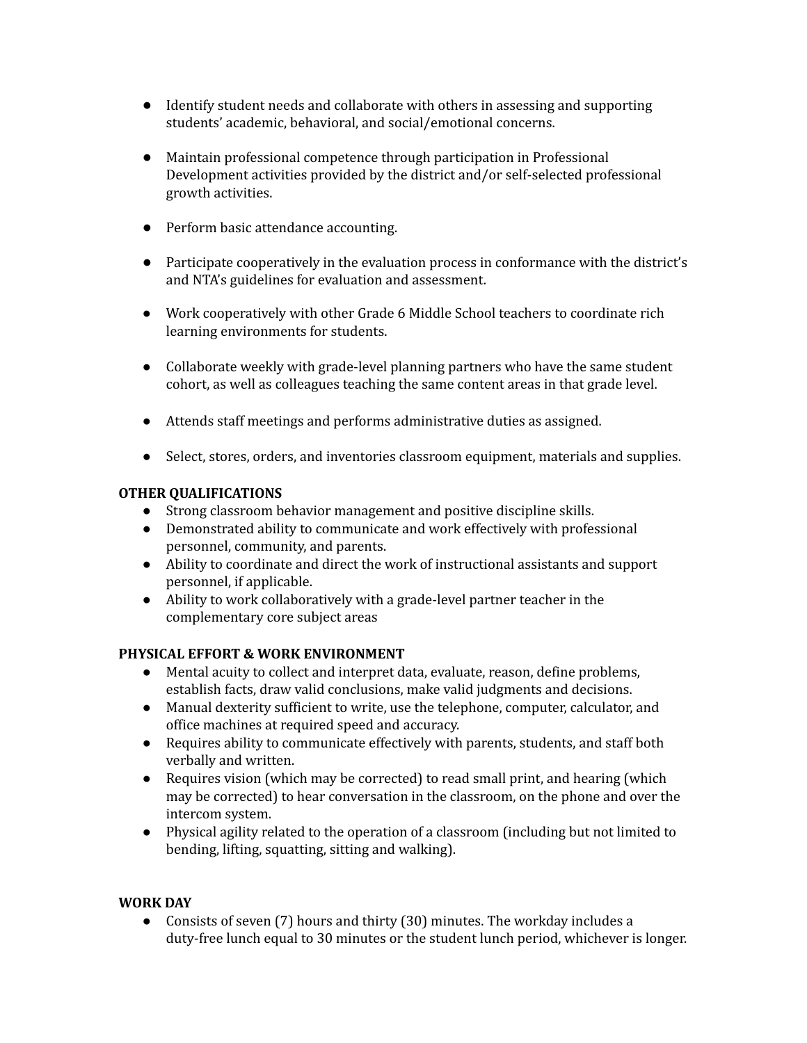- Identify student needs and collaborate with others in assessing and supporting students' academic, behavioral, and social/emotional concerns.

- Maintain professional competence through participation in Professional Development activities provided by the district and/or self-selected professional growth activities.

- Perform basic attendance accounting.

- Participate cooperatively in the evaluation process in conformance with the district's and NTA's guidelines for evaluation and assessment.

- Work cooperatively with other Grade 6 Middle School teachers to coordinate rich learning environments for students.

- Collaborate weekly with grade-level planning partners who have the same student cohort, as well as colleagues teaching the same content areas in that grade level.

- Attends staff meetings and performs administrative duties as assigned.

- Select, stores, orders, and inventories classroom equipment, materials and supplies.

**OTHER QUALIFICATIONS**

- Strong classroom behavior management and positive discipline skills.
- Demonstrated ability to communicate and work effectively with professional personnel, community, and parents.
- Ability to coordinate and direct the work of instructional assistants and support personnel, if applicable.
- Ability to work collaboratively with a grade-level partner teacher in the complementary core subject areas

**PHYSICAL EFFORT & WORK ENVIRONMENT**

- Mental acuity to collect and interpret data, evaluate, reason, define problems, establish facts, draw valid conclusions, make valid judgments and decisions.
- Manual dexterity sufficient to write, use the telephone, computer, calculator, and office machines at required speed and accuracy.
- Requires ability to communicate effectively with parents, students, and staff both verbally and written.
- Requires vision (which may be corrected) to read small print, and hearing (which may be corrected) to hear conversation in the classroom, on the phone and over the intercom system.
- Physical agility related to the operation of a classroom (including but not limited to bending, lifting, squatting, sitting and walking).

**WORK DAY**

- Consists of seven (7) hours and thirty (30) minutes. The workday includes a duty-free lunch equal to 30 minutes or the student lunch period, whichever is longer.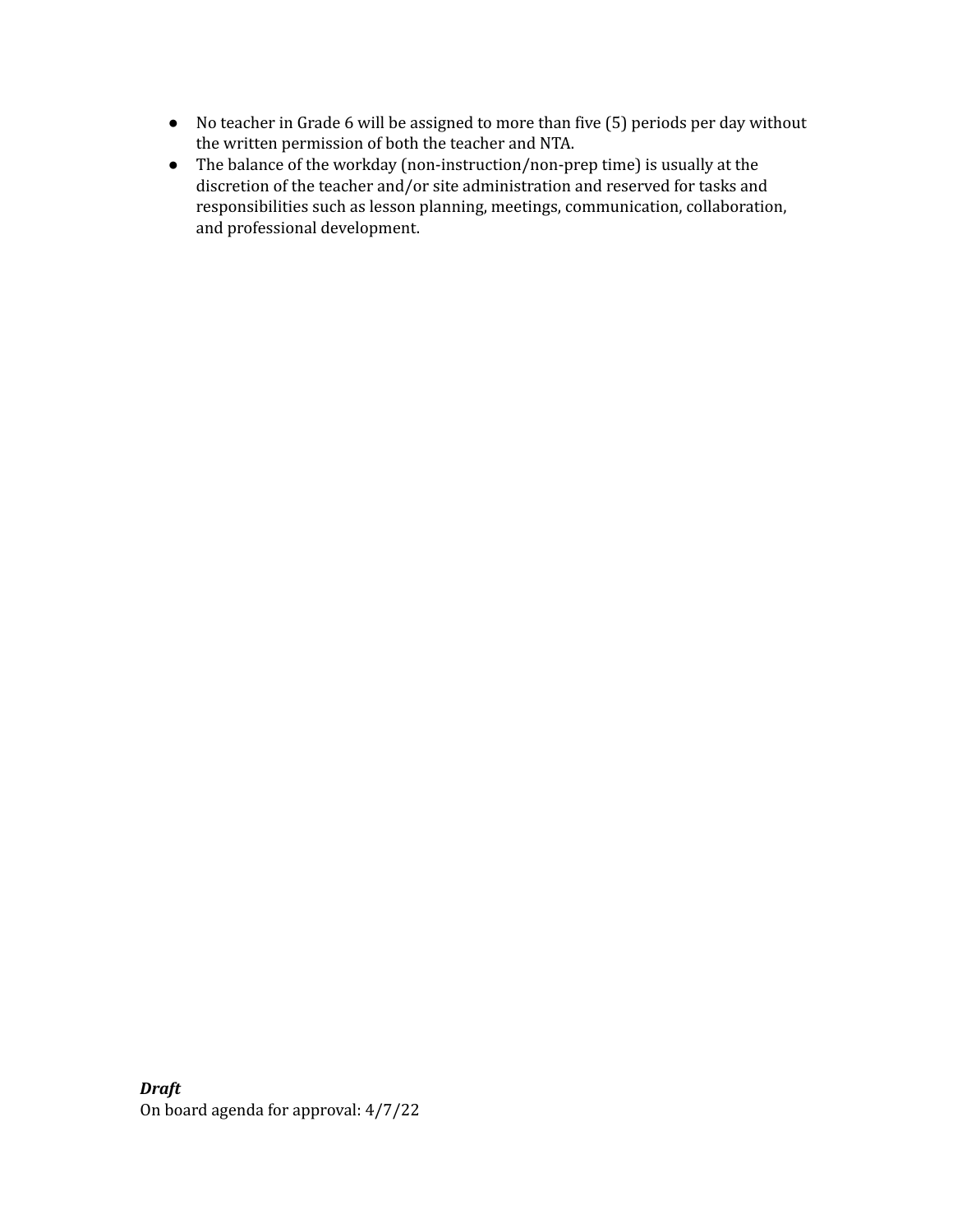- No teacher in Grade 6 will be assigned to more than five (5) periods per day without the written permission of both the teacher and NTA.
- The balance of the workday (non-instruction/non-prep time) is usually at the discretion of the teacher and/or site administration and reserved for tasks and responsibilities such as lesson planning, meetings, communication, collaboration, and professional development.

***Draft***
On board agenda for approval: 4/7/22